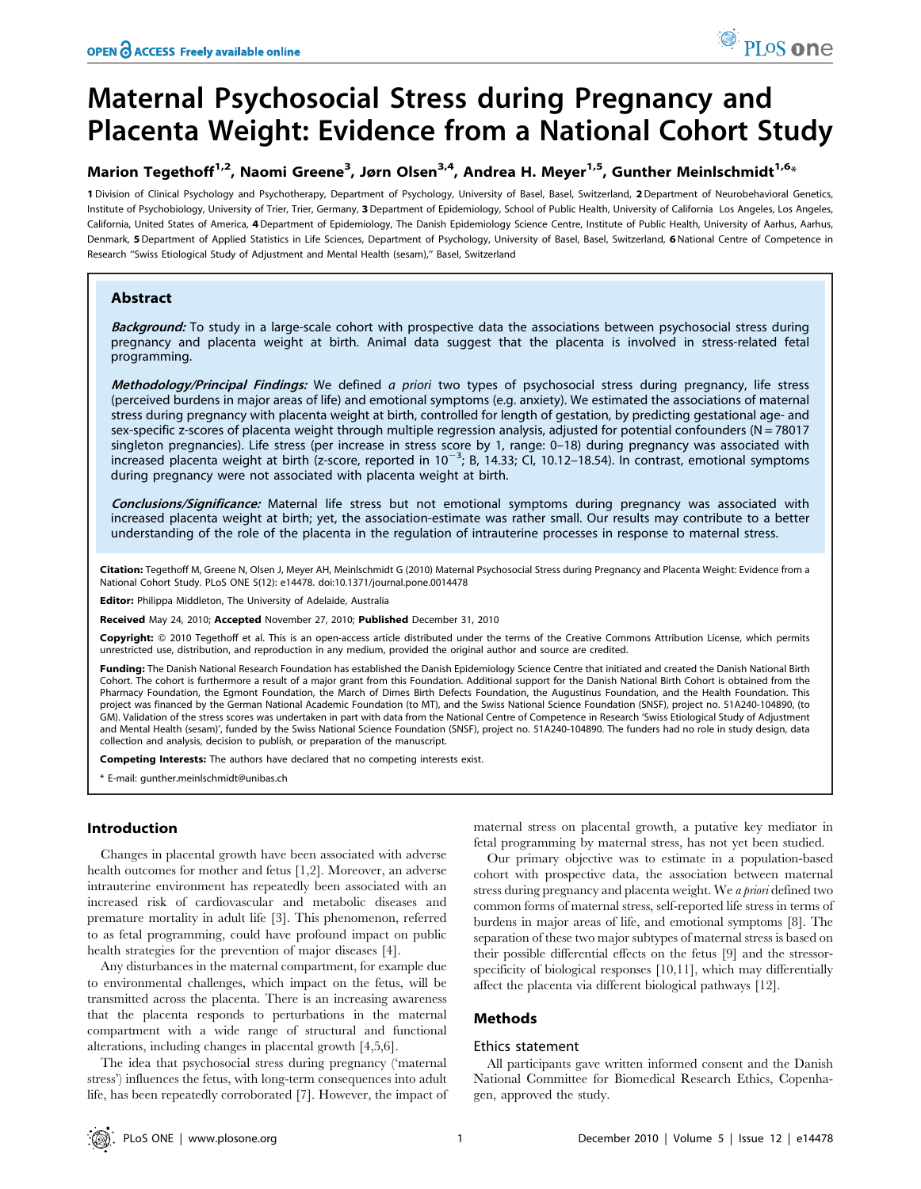# Maternal Psychosocial Stress during Pregnancy and Placenta Weight: Evidence from a National Cohort Study

**Marion Tegethoff[1,2], Naomi Greene[3], Jørn Olsen[3,4], Andrea H. Meyer[1,5], Gunther Meinlschmidt[1,6]***

1 Division of Clinical Psychology and Psychotherapy, Department of Psychology, University of Basel, Basel, Switzerland, 2 Department of Neurobehavioral Genetics, Institute of Psychobiology, University of Trier, Trier, Germany, 3 Department of Epidemiology, School of Public Health, University of California Los Angeles, Los Angeles, California, United States of America, 4 Department of Epidemiology, The Danish Epidemiology Science Centre, Institute of Public Health, University of Aarhus, Aarhus, Denmark, 5 Department of Applied Statistics in Life Sciences, Department of Psychology, University of Basel, Basel, Switzerland, 6 National Centre of Competence in Research "Swiss Etiological Study of Adjustment and Mental Health (sesam)," Basel, Switzerland

## Abstract

***Background:*** To study in a large-scale cohort with prospective data the associations between psychosocial stress during pregnancy and placenta weight at birth. Animal data suggest that the placenta is involved in stress-related fetal programming.

***Methodology/Principal Findings:*** We defined *a priori* two types of psychosocial stress during pregnancy, life stress (perceived burdens in major areas of life) and emotional symptoms (e.g. anxiety). We estimated the associations of maternal stress during pregnancy with placenta weight at birth, controlled for length of gestation, by predicting gestational age- and sex-specific z-scores of placenta weight through multiple regression analysis, adjusted for potential confounders (N = 78017 singleton pregnancies). Life stress (per increase in stress score by 1, range: 0–18) during pregnancy was associated with increased placenta weight at birth (z-score, reported in $10^{-3}$; B, 14.33; CI, 10.12–18.54). In contrast, emotional symptoms during pregnancy were not associated with placenta weight at birth.

***Conclusions/Significance:*** Maternal life stress but not emotional symptoms during pregnancy was associated with increased placenta weight at birth; yet, the association-estimate was rather small. Our results may contribute to a better understanding of the role of the placenta in the regulation of intrauterine processes in response to maternal stress.

**Citation:** Tegethoff M, Greene N, Olsen J, Meyer AH, Meinlschmidt G (2010) Maternal Psychosocial Stress during Pregnancy and Placenta Weight: Evidence from a National Cohort Study. PLoS ONE 5(12): e14478. doi:10.1371/journal.pone.0014478

**Editor:** Philippa Middleton, The University of Adelaide, Australia

**Received** May 24, 2010; **Accepted** November 27, 2010; **Published** December 31, 2010

**Copyright:** © 2010 Tegethoff et al. This is an open-access article distributed under the terms of the Creative Commons Attribution License, which permits unrestricted use, distribution, and reproduction in any medium, provided the original author and source are credited.

**Funding:** The Danish National Research Foundation has established the Danish Epidemiology Science Centre that initiated and created the Danish National Birth Cohort. The cohort is furthermore a result of a major grant from this Foundation. Additional support for the Danish National Birth Cohort is obtained from the Pharmacy Foundation, the Egmont Foundation, the March of Dimes Birth Defects Foundation, the Augustinus Foundation, and the Health Foundation. This project was financed by the German National Academic Foundation (to MT), and the Swiss National Science Foundation (SNSF), project no. 51A240-104890, (to GM). Validation of the stress scores was undertaken in part with data from the National Centre of Competence in Research 'Swiss Etiological Study of Adjustment and Mental Health (sesam)', funded by the Swiss National Science Foundation (SNSF), project no. 51A240-104890. The funders had no role in study design, data collection and analysis, decision to publish, or preparation of the manuscript.

**Competing Interests:** The authors have declared that no competing interests exist.

\* E-mail: gunther.meinlschmidt@unibas.ch

## Introduction

Changes in placental growth have been associated with adverse health outcomes for mother and fetus [1,2]. Moreover, an adverse intrauterine environment has repeatedly been associated with an increased risk of cardiovascular and metabolic diseases and premature mortality in adult life [3]. This phenomenon, referred to as fetal programming, could have profound impact on public health strategies for the prevention of major diseases [4].

Any disturbances in the maternal compartment, for example due to environmental challenges, which impact on the fetus, will be transmitted across the placenta. There is an increasing awareness that the placenta responds to perturbations in the maternal compartment with a wide range of structural and functional alterations, including changes in placental growth [4,5,6].

The idea that psychosocial stress during pregnancy ('maternal stress') influences the fetus, with long-term consequences into adult life, has been repeatedly corroborated [7]. However, the impact of maternal stress on placental growth, a putative key mediator in fetal programming by maternal stress, has not yet been studied.

Our primary objective was to estimate in a population-based cohort with prospective data, the association between maternal stress during pregnancy and placenta weight. We *a priori* defined two common forms of maternal stress, self-reported life stress in terms of burdens in major areas of life, and emotional symptoms [8]. The separation of these two major subtypes of maternal stress is based on their possible differential effects on the fetus [9] and the stressor-specificity of biological responses [10,11], which may differentially affect the placenta via different biological pathways [12].

## Methods

### Ethics statement

All participants gave written informed consent and the Danish National Committee for Biomedical Research Ethics, Copenhagen, approved the study.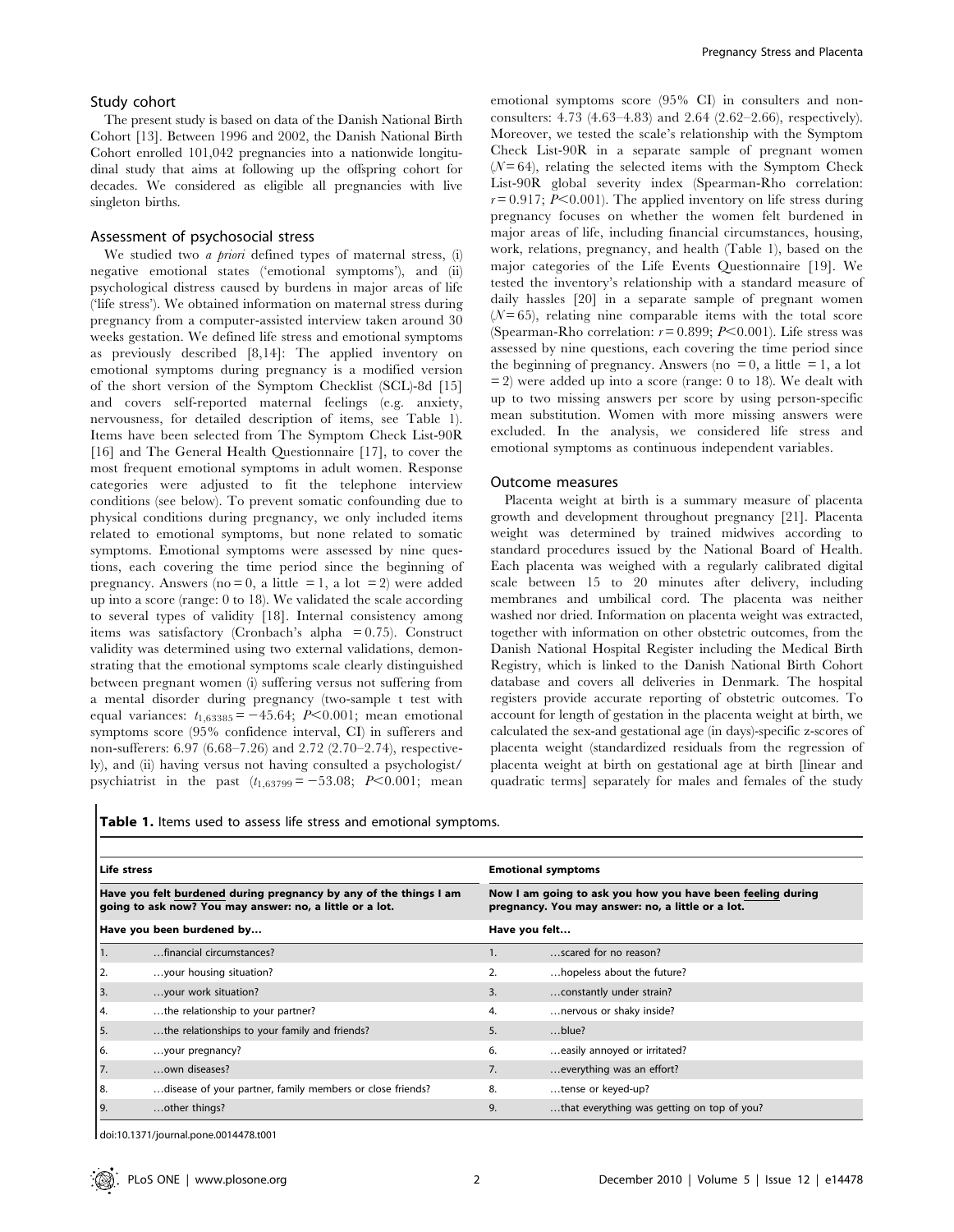## Study cohort

The present study is based on data of the Danish National Birth Cohort [13]. Between 1996 and 2002, the Danish National Birth Cohort enrolled 101,042 pregnancies into a nationwide longitudinal study that aims at following up the offspring cohort for decades. We considered as eligible all pregnancies with live singleton births.

## Assessment of psychosocial stress

We studied two *a priori* defined types of maternal stress, (i) negative emotional states ('emotional symptoms'), and (ii) psychological distress caused by burdens in major areas of life ('life stress'). We obtained information on maternal stress during pregnancy from a computer-assisted interview taken around 30 weeks gestation. We defined life stress and emotional symptoms as previously described [8,14]: The applied inventory on emotional symptoms during pregnancy is a modified version of the short version of the Symptom Checklist (SCL)-8d [15] and covers self-reported maternal feelings (e.g. anxiety, nervousness, for detailed description of items, see Table 1). Items have been selected from The Symptom Check List-90R [16] and The General Health Questionnaire [17], to cover the most frequent emotional symptoms in adult women. Response categories were adjusted to fit the telephone interview conditions (see below). To prevent somatic confounding due to physical conditions during pregnancy, we only included items related to emotional symptoms, but none related to somatic symptoms. Emotional symptoms were assessed by nine questions, each covering the time period since the beginning of pregnancy. Answers (no = 0, a little = 1, a lot = 2) were added up into a score (range: 0 to 18). We validated the scale according to several types of validity [18]. Internal consistency among items was satisfactory (Cronbach's alpha = 0.75). Construct validity was determined using two external validations, demonstrating that the emotional symptoms scale clearly distinguished between pregnant women (i) suffering versus not suffering from a mental disorder during pregnancy (two-sample t test with equal variances: $t_{1,63385} = -45.64$; $P<0.001$; mean emotional symptoms score (95% confidence interval, CI) in sufferers and non-sufferers: 6.97 (6.68–7.26) and 2.72 (2.70–2.74), respectively), and (ii) having versus not having consulted a psychologist/psychiatrist in the past ($t_{1,63799} = -53.08$; $P<0.001$; mean emotional symptoms score (95% CI) in consulters and non-consulters: 4.73 (4.63–4.83) and 2.64 (2.62–2.66), respectively). Moreover, we tested the scale's relationship with the Symptom Check List-90R in a separate sample of pregnant women ($N = 64$), relating the selected items with the Symptom Check List-90R global severity index (Spearman-Rho correlation: $r = 0.917$; $P<0.001$). The applied inventory on life stress during pregnancy focuses on whether the women felt burdened in major areas of life, including financial circumstances, housing, work, relations, pregnancy, and health (Table 1), based on the major categories of the Life Events Questionnaire [19]. We tested the inventory's relationship with a standard measure of daily hassles [20] in a separate sample of pregnant women ($N = 65$), relating nine comparable items with the total score (Spearman-Rho correlation: $r = 0.899$; $P<0.001$). Life stress was assessed by nine questions, each covering the time period since the beginning of pregnancy. Answers (no = 0, a little = 1, a lot = 2) were added up into a score (range: 0 to 18). We dealt with up to two missing answers per score by using person-specific mean substitution. Women with more missing answers were excluded. In the analysis, we considered life stress and emotional symptoms as continuous independent variables.

## Outcome measures

Placenta weight at birth is a summary measure of placenta growth and development throughout pregnancy [21]. Placenta weight was determined by trained midwives according to standard procedures issued by the National Board of Health. Each placenta was weighed with a regularly calibrated digital scale between 15 to 20 minutes after delivery, including membranes and umbilical cord. The placenta was neither washed nor dried. Information on placenta weight was extracted, together with information on other obstetric outcomes, from the Danish National Hospital Register including the Medical Birth Registry, which is linked to the Danish National Birth Cohort database and covers all deliveries in Denmark. The hospital registers provide accurate reporting of obstetric outcomes. To account for length of gestation in the placenta weight at birth, we calculated the sex-and gestational age (in days)-specific z-scores of placenta weight (standardized residuals from the regression of placenta weight at birth on gestational age at birth [linear and quadratic terms] separately for males and females of the study

**Table 1.** Items used to assess life stress and emotional symptoms.

| **Life stress** | | **Emotional symptoms** | |
|---|---|---|---|
| **Have you felt burdened during pregnancy by any of the things I am going to ask now? You may answer: no, a little or a lot.** | | **Now I am going to ask you how you have been feeling during pregnancy. You may answer: no, a little or a lot.** | |
| **Have you been burdened by…** | | **Have you felt…** | |
| 1. | …financial circumstances? | 1. | …scared for no reason? |
| 2. | …your housing situation? | 2. | …hopeless about the future? |
| 3. | …your work situation? | 3. | …constantly under strain? |
| 4. | …the relationship to your partner? | 4. | …nervous or shaky inside? |
| 5. | …the relationships to your family and friends? | 5. | …blue? |
| 6. | …your pregnancy? | 6. | …easily annoyed or irritated? |
| 7. | …own diseases? | 7. | …everything was an effort? |
| 8. | …disease of your partner, family members or close friends? | 8. | …tense or keyed-up? |
| 9. | …other things? | 9. | …that everything was getting on top of you? |

doi:10.1371/journal.pone.0014478.t001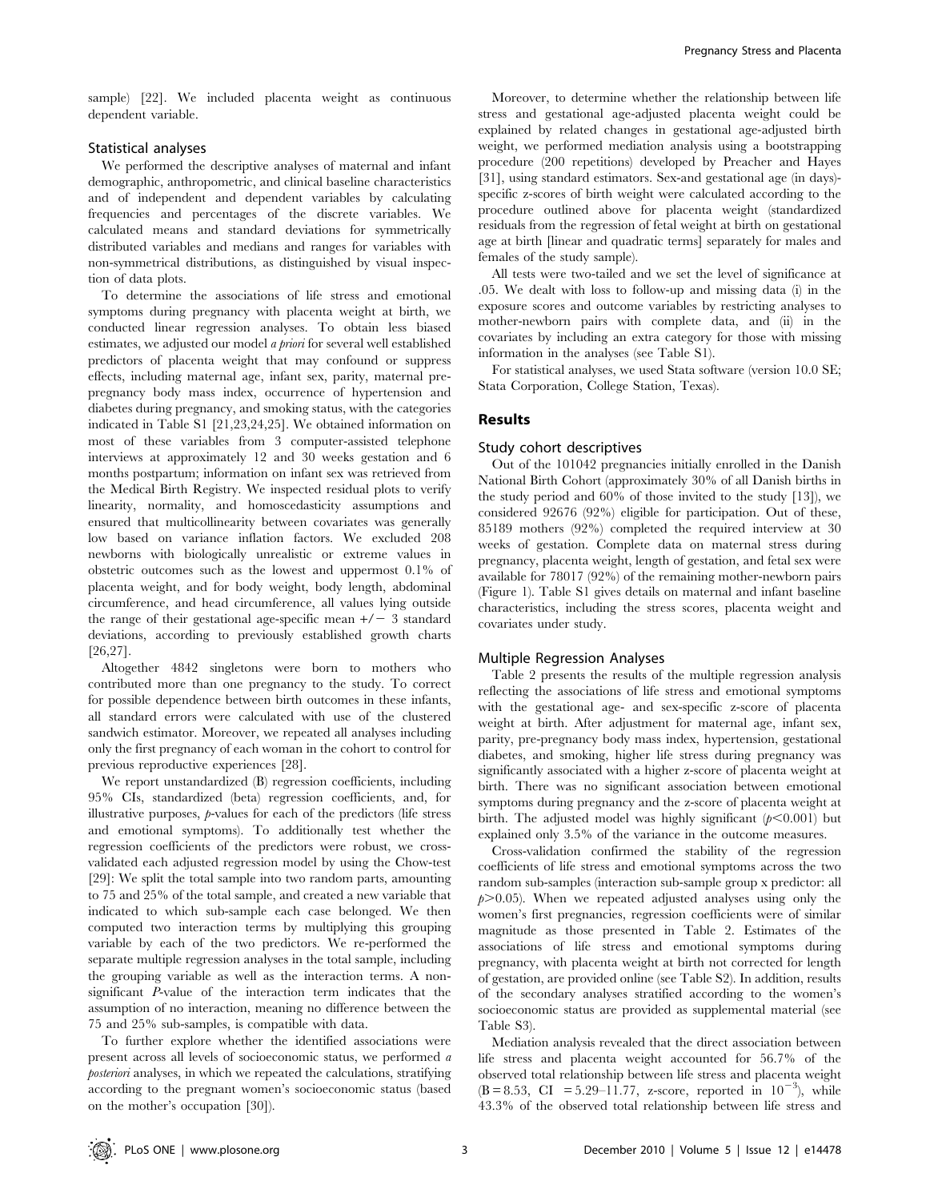sample) [22]. We included placenta weight as continuous dependent variable.

### Statistical analyses

We performed the descriptive analyses of maternal and infant demographic, anthropometric, and clinical baseline characteristics and of independent and dependent variables by calculating frequencies and percentages of the discrete variables. We calculated means and standard deviations for symmetrically distributed variables and medians and ranges for variables with non-symmetrical distributions, as distinguished by visual inspection of data plots.

To determine the associations of life stress and emotional symptoms during pregnancy with placenta weight at birth, we conducted linear regression analyses. To obtain less biased estimates, we adjusted our model *a priori* for several well established predictors of placenta weight that may confound or suppress effects, including maternal age, infant sex, parity, maternal pre-pregnancy body mass index, occurrence of hypertension and diabetes during pregnancy, and smoking status, with the categories indicated in Table S1 [21,23,24,25]. We obtained information on most of these variables from 3 computer-assisted telephone interviews at approximately 12 and 30 weeks gestation and 6 months postpartum; information on infant sex was retrieved from the Medical Birth Registry. We inspected residual plots to verify linearity, normality, and homoscedasticity assumptions and ensured that multicollinearity between covariates was generally low based on variance inflation factors. We excluded 208 newborns with biologically unrealistic or extreme values in obstetric outcomes such as the lowest and uppermost 0.1% of placenta weight, and for body weight, body length, abdominal circumference, and head circumference, all values lying outside the range of their gestational age-specific mean +/− 3 standard deviations, according to previously established growth charts [26,27].

Altogether 4842 singletons were born to mothers who contributed more than one pregnancy to the study. To correct for possible dependence between birth outcomes in these infants, all standard errors were calculated with use of the clustered sandwich estimator. Moreover, we repeated all analyses including only the first pregnancy of each woman in the cohort to control for previous reproductive experiences [28].

We report unstandardized (B) regression coefficients, including 95% CIs, standardized (beta) regression coefficients, and, for illustrative purposes, *p*-values for each of the predictors (life stress and emotional symptoms). To additionally test whether the regression coefficients of the predictors were robust, we cross-validated each adjusted regression model by using the Chow-test [29]: We split the total sample into two random parts, amounting to 75 and 25% of the total sample, and created a new variable that indicated to which sub-sample each case belonged. We then computed two interaction terms by multiplying this grouping variable by each of the two predictors. We re-performed the separate multiple regression analyses in the total sample, including the grouping variable as well as the interaction terms. A non-significant *P*-value of the interaction term indicates that the assumption of no interaction, meaning no difference between the 75 and 25% sub-samples, is compatible with data.

To further explore whether the identified associations were present across all levels of socioeconomic status, we performed *a posteriori* analyses, in which we repeated the calculations, stratifying according to the pregnant women's socioeconomic status (based on the mother's occupation [30]).

Moreover, to determine whether the relationship between life stress and gestational age-adjusted placenta weight could be explained by related changes in gestational age-adjusted birth weight, we performed mediation analysis using a bootstrapping procedure (200 repetitions) developed by Preacher and Hayes [31], using standard estimators. Sex-and gestational age (in days)-specific z-scores of birth weight were calculated according to the procedure outlined above for placenta weight (standardized residuals from the regression of fetal weight at birth on gestational age at birth [linear and quadratic terms] separately for males and females of the study sample).

All tests were two-tailed and we set the level of significance at .05. We dealt with loss to follow-up and missing data (i) in the exposure scores and outcome variables by restricting analyses to mother-newborn pairs with complete data, and (ii) in the covariates by including an extra category for those with missing information in the analyses (see Table S1).

For statistical analyses, we used Stata software (version 10.0 SE; Stata Corporation, College Station, Texas).

## Results

### Study cohort descriptives

Out of the 101042 pregnancies initially enrolled in the Danish National Birth Cohort (approximately 30% of all Danish births in the study period and 60% of those invited to the study [13]), we considered 92676 (92%) eligible for participation. Out of these, 85189 mothers (92%) completed the required interview at 30 weeks of gestation. Complete data on maternal stress during pregnancy, placenta weight, length of gestation, and fetal sex were available for 78017 (92%) of the remaining mother-newborn pairs (Figure 1). Table S1 gives details on maternal and infant baseline characteristics, including the stress scores, placenta weight and covariates under study.

### Multiple Regression Analyses

Table 2 presents the results of the multiple regression analysis reflecting the associations of life stress and emotional symptoms with the gestational age- and sex-specific z-score of placenta weight at birth. After adjustment for maternal age, infant sex, parity, pre-pregnancy body mass index, hypertension, gestational diabetes, and smoking, higher life stress during pregnancy was significantly associated with a higher z-score of placenta weight at birth. There was no significant association between emotional symptoms during pregnancy and the z-score of placenta weight at birth. The adjusted model was highly significant ($p<0.001$) but explained only 3.5% of the variance in the outcome measures.

Cross-validation confirmed the stability of the regression coefficients of life stress and emotional symptoms across the two random sub-samples (interaction sub-sample group x predictor: all $p>0.05$). When we repeated adjusted analyses using only the women's first pregnancies, regression coefficients were of similar magnitude as those presented in Table 2. Estimates of the associations of life stress and emotional symptoms during pregnancy, with placenta weight at birth not corrected for length of gestation, are provided online (see Table S2). In addition, results of the secondary analyses stratified according to the women's socioeconomic status are provided as supplemental material (see Table S3).

Mediation analysis revealed that the direct association between life stress and placenta weight accounted for 56.7% of the observed total relationship between life stress and placenta weight (B = 8.53, CI = 5.29–11.77, z-score, reported in $10^{-3}$), while 43.3% of the observed total relationship between life stress and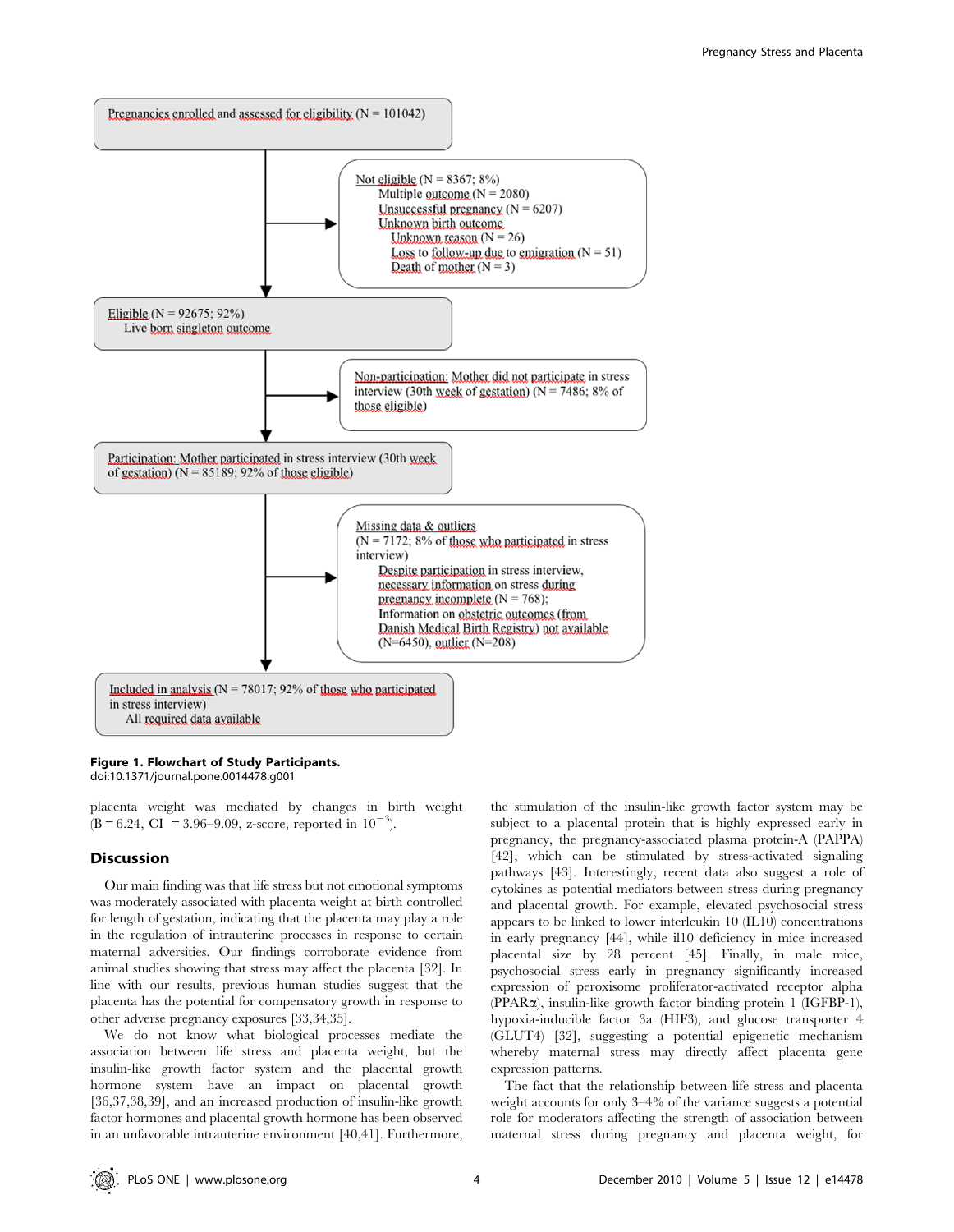Pregnancies enrolled and assessed for eligibility (N = 101042)

Not eligible (N = 8367; 8%)
Multiple outcome (N = 2080)
Unsuccessful pregnancy (N = 6207)
Unknown birth outcome
Unknown reason (N = 26)
Loss to follow-up due to emigration (N = 51)
Death of mother (N = 3)

Eligible (N = 92675; 92%)
Live born singleton outcome

Non-participation: Mother did not participate in stress interview (30th week of gestation) (N = 7486; 8% of those eligible)

Participation: Mother participated in stress interview (30th week of gestation) (N = 85189; 92% of those eligible)

Missing data & outliers
(N = 7172; 8% of those who participated in stress interview)
Despite participation in stress interview, necessary information on stress during pregnancy incomplete (N = 768);
Information on obstetric outcomes (from Danish Medical Birth Registry) not available (N=6450), outlier (N=208)

Included in analysis (N = 78017; 92% of those who participated in stress interview)
All required data available

**Figure 1. Flowchart of Study Participants.**
doi:10.1371/journal.pone.0014478.g001

placenta weight was mediated by changes in birth weight (B = 6.24, CI = 3.96–9.09, z-score, reported in $10^{-3}$).

## Discussion

Our main finding was that life stress but not emotional symptoms was moderately associated with placenta weight at birth controlled for length of gestation, indicating that the placenta may play a role in the regulation of intrauterine processes in response to certain maternal adversities. Our findings corroborate evidence from animal studies showing that stress may affect the placenta [32]. In line with our results, previous human studies suggest that the placenta has the potential for compensatory growth in response to other adverse pregnancy exposures [33,34,35].

We do not know what biological processes mediate the association between life stress and placenta weight, but the insulin-like growth factor system and the placental growth hormone system have an impact on placental growth [36,37,38,39], and an increased production of insulin-like growth factor hormones and placental growth hormone has been observed in an unfavorable intrauterine environment [40,41]. Furthermore, the stimulation of the insulin-like growth factor system may be subject to a placental protein that is highly expressed early in pregnancy, the pregnancy-associated plasma protein-A (PAPPA) [42], which can be stimulated by stress-activated signaling pathways [43]. Interestingly, recent data also suggest a role of cytokines as potential mediators between stress during pregnancy and placental growth. For example, elevated psychosocial stress appears to be linked to lower interleukin 10 (IL10) concentrations in early pregnancy [44], while il10 deficiency in mice increased placental size by 28 percent [45]. Finally, in male mice, psychosocial stress early in pregnancy significantly increased expression of peroxisome proliferator-activated receptor alpha (PPARα), insulin-like growth factor binding protein 1 (IGFBP-1), hypoxia-inducible factor 3a (HIF3), and glucose transporter 4 (GLUT4) [32], suggesting a potential epigenetic mechanism whereby maternal stress may directly affect placenta gene expression patterns.

The fact that the relationship between life stress and placenta weight accounts for only 3–4% of the variance suggests a potential role for moderators affecting the strength of association between maternal stress during pregnancy and placenta weight, for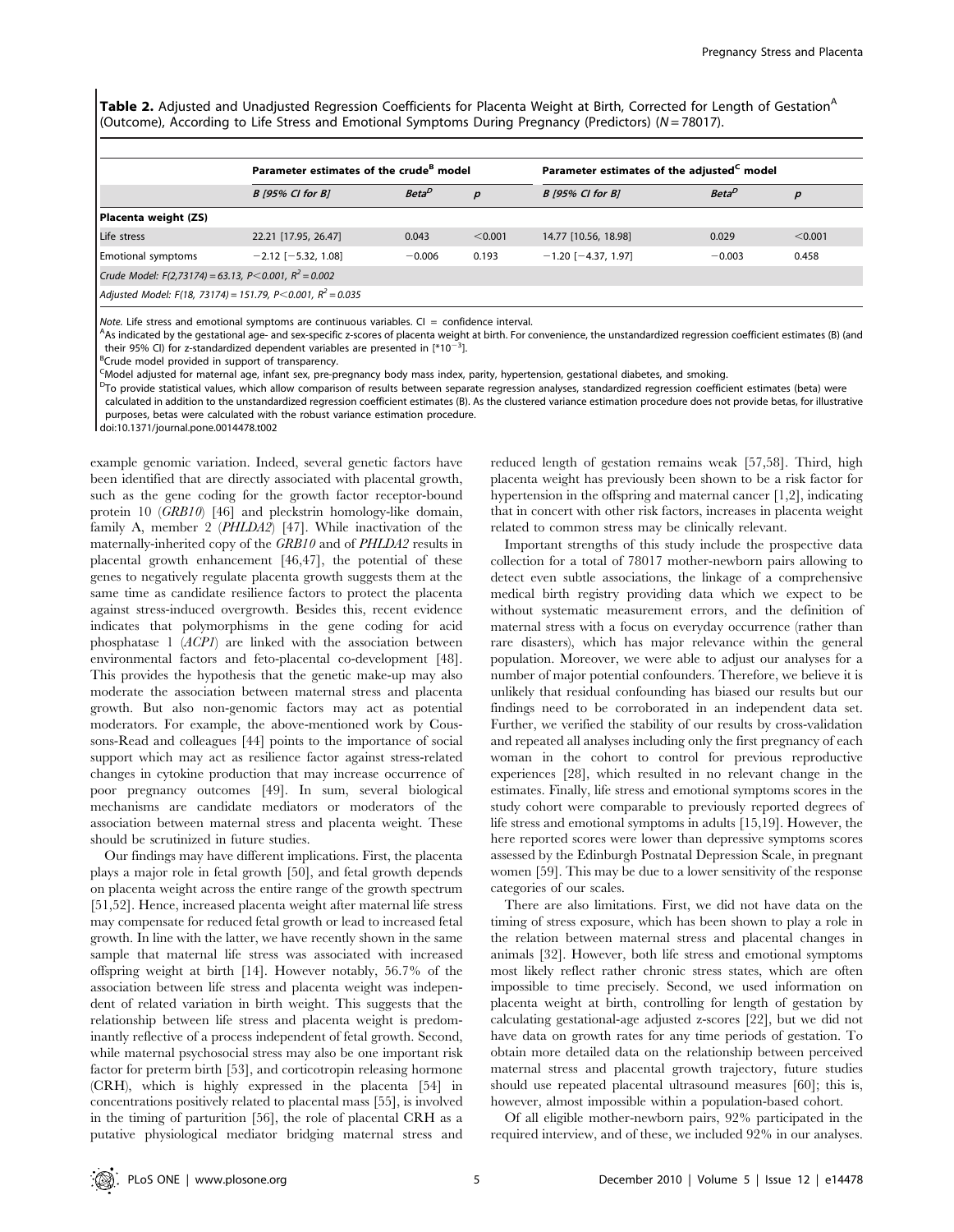**Table 2.** Adjusted and Unadjusted Regression Coefficients for Placenta Weight at Birth, Corrected for Length of Gestation[A] (Outcome), According to Life Stress and Emotional Symptoms During Pregnancy (Predictors) ($N = 78017$).

| | Parameter estimates of the crude[B] model | | | Parameter estimates of the adjusted[C] model | | |
|---|---|---|---|---|---|---|
| | *B [95% CI for B]* | *Beta[D]* | *p* | *B [95% CI for B]* | *Beta[D]* | *p* |
| **Placenta weight (ZS)** | | | | | | |
| Life stress | 22.21 [17.95, 26.47] | 0.043 | <0.001 | 14.77 [10.56, 18.98] | 0.029 | <0.001 |
| Emotional symptoms | −2.12 [−5.32, 1.08] | −0.006 | 0.193 | −1.20 [−4.37, 1.97] | −0.003 | 0.458 |
| *Crude Model: $F(2,73174) = 63.13$, $P<0.001$, $R^2 = 0.002$* | | | | | | |
| *Adjusted Model: $F(18, 73174) = 151.79$, $P<0.001$, $R^2 = 0.035$* | | | | | | |

*Note.* Life stress and emotional symptoms are continuous variables. CI = confidence interval.

[A]As indicated by the gestational age- and sex-specific z-scores of placenta weight at birth. For convenience, the unstandardized regression coefficient estimates (B) (and their 95% CI) for z-standardized dependent variables are presented in [$*10^{-3}$].

[B]Crude model provided in support of transparency.

[C]Model adjusted for maternal age, infant sex, pre-pregnancy body mass index, parity, hypertension, gestational diabetes, and smoking.

[D]To provide statistical values, which allow comparison of results between separate regression analyses, standardized regression coefficient estimates (beta) were calculated in addition to the unstandardized regression coefficient estimates (B). As the clustered variance estimation procedure does not provide betas, for illustrative purposes, betas were calculated with the robust variance estimation procedure.

doi:10.1371/journal.pone.0014478.t002

example genomic variation. Indeed, several genetic factors have been identified that are directly associated with placental growth, such as the gene coding for the growth factor receptor-bound protein 10 (*GRB10*) [46] and pleckstrin homology-like domain, family A, member 2 (*PHLDA2*) [47]. While inactivation of the maternally-inherited copy of the *GRB10* and of *PHLDA2* results in placental growth enhancement [46,47], the potential of these genes to negatively regulate placenta growth suggests them at the same time as candidate resilience factors to protect the placenta against stress-induced overgrowth. Besides this, recent evidence indicates that polymorphisms in the gene coding for acid phosphatase 1 (*ACP1*) are linked with the association between environmental factors and feto-placental co-development [48]. This provides the hypothesis that the genetic make-up may also moderate the association between maternal stress and placenta growth. But also non-genomic factors may act as potential moderators. For example, the above-mentioned work by Coussons-Read and colleagues [44] points to the importance of social support which may act as resilience factor against stress-related changes in cytokine production that may increase occurrence of poor pregnancy outcomes [49]. In sum, several biological mechanisms are candidate mediators or moderators of the association between maternal stress and placenta weight. These should be scrutinized in future studies.

Our findings may have different implications. First, the placenta plays a major role in fetal growth [50], and fetal growth depends on placenta weight across the entire range of the growth spectrum [51,52]. Hence, increased placenta weight after maternal life stress may compensate for reduced fetal growth or lead to increased fetal growth. In line with the latter, we have recently shown in the same sample that maternal life stress was associated with increased offspring weight at birth [14]. However notably, 56.7% of the association between life stress and placenta weight was independent of related variation in birth weight. This suggests that the relationship between life stress and placenta weight is predominantly reflective of a process independent of fetal growth. Second, while maternal psychosocial stress may also be one important risk factor for preterm birth [53], and corticotropin releasing hormone (CRH), which is highly expressed in the placenta [54] in concentrations positively related to placental mass [55], is involved in the timing of parturition [56], the role of placental CRH as a putative physiological mediator bridging maternal stress and reduced length of gestation remains weak [57,58]. Third, high placenta weight has previously been shown to be a risk factor for hypertension in the offspring and maternal cancer [1,2], indicating that in concert with other risk factors, increases in placenta weight related to common stress may be clinically relevant.

Important strengths of this study include the prospective data collection for a total of 78017 mother-newborn pairs allowing to detect even subtle associations, the linkage of a comprehensive medical birth registry providing data which we expect to be without systematic measurement errors, and the definition of maternal stress with a focus on everyday occurrence (rather than rare disasters), which has major relevance within the general population. Moreover, we were able to adjust our analyses for a number of major potential confounders. Therefore, we believe it is unlikely that residual confounding has biased our results but our findings need to be corroborated in an independent data set. Further, we verified the stability of our results by cross-validation and repeated all analyses including only the first pregnancy of each woman in the cohort to control for previous reproductive experiences [28], which resulted in no relevant change in the estimates. Finally, life stress and emotional symptoms scores in the study cohort were comparable to previously reported degrees of life stress and emotional symptoms in adults [15,19]. However, the here reported scores were lower than depressive symptoms scores assessed by the Edinburgh Postnatal Depression Scale, in pregnant women [59]. This may be due to a lower sensitivity of the response categories of our scales.

There are also limitations. First, we did not have data on the timing of stress exposure, which has been shown to play a role in the relation between maternal stress and placental changes in animals [32]. However, both life stress and emotional symptoms most likely reflect rather chronic stress states, which are often impossible to time precisely. Second, we used information on placenta weight at birth, controlling for length of gestation by calculating gestational-age adjusted z-scores [22], but we did not have data on growth rates for any time periods of gestation. To obtain more detailed data on the relationship between perceived maternal stress and placental growth trajectory, future studies should use repeated placental ultrasound measures [60]; this is, however, almost impossible within a population-based cohort.

Of all eligible mother-newborn pairs, 92% participated in the required interview, and of these, we included 92% in our analyses.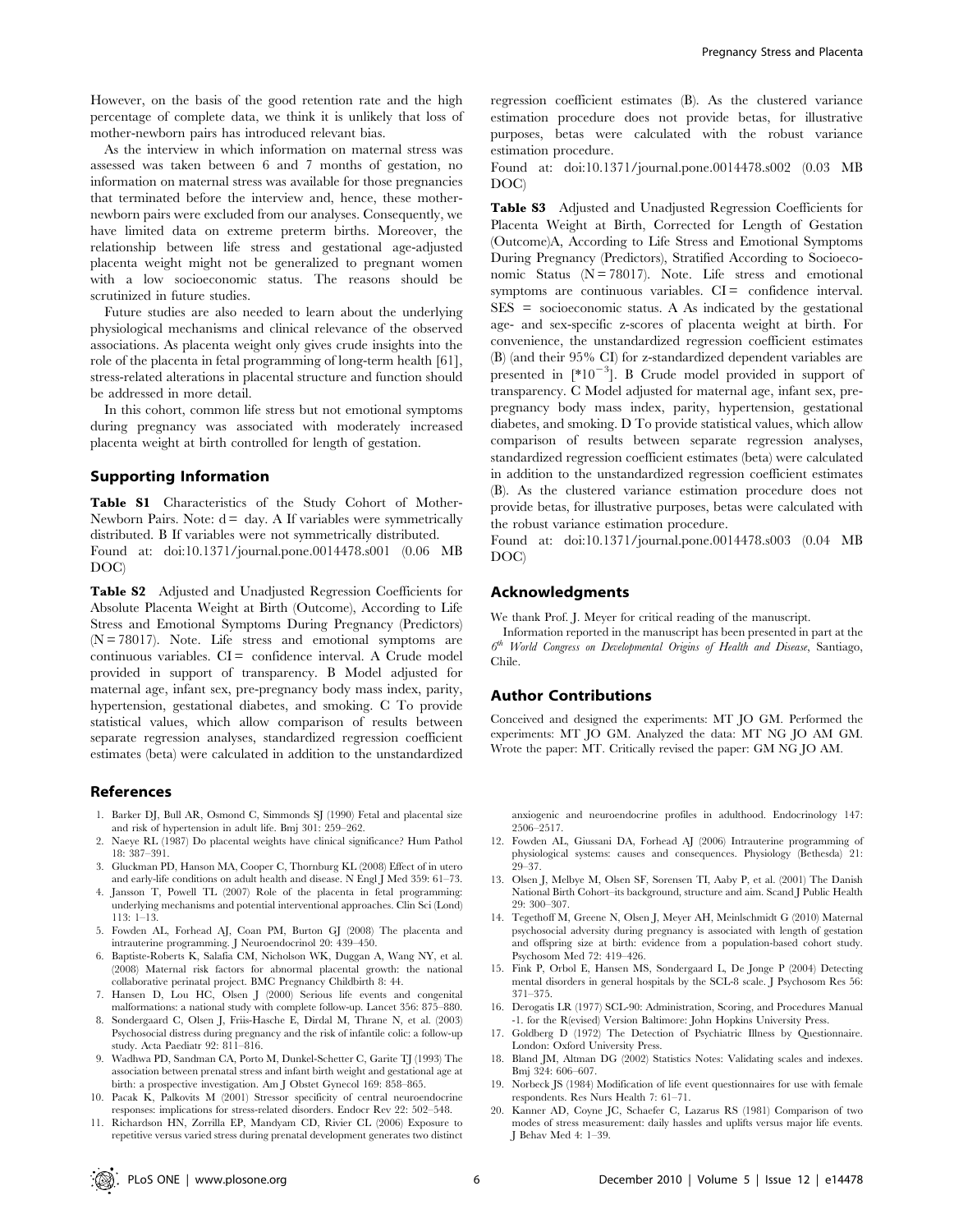However, on the basis of the good retention rate and the high percentage of complete data, we think it is unlikely that loss of mother-newborn pairs has introduced relevant bias.

As the interview in which information on maternal stress was assessed was taken between 6 and 7 months of gestation, no information on maternal stress was available for those pregnancies that terminated before the interview and, hence, these mother-newborn pairs were excluded from our analyses. Consequently, we have limited data on extreme preterm births. Moreover, the relationship between life stress and gestational age-adjusted placenta weight might not be generalized to pregnant women with a low socioeconomic status. The reasons should be scrutinized in future studies.

Future studies are also needed to learn about the underlying physiological mechanisms and clinical relevance of the observed associations. As placenta weight only gives crude insights into the role of the placenta in fetal programming of long-term health [61], stress-related alterations in placental structure and function should be addressed in more detail.

In this cohort, common life stress but not emotional symptoms during pregnancy was associated with moderately increased placenta weight at birth controlled for length of gestation.

## Supporting Information

**Table S1** Characteristics of the Study Cohort of Mother-Newborn Pairs. Note: d = day. A If variables were symmetrically distributed. B If variables were not symmetrically distributed.
Found at: doi:10.1371/journal.pone.0014478.s001 (0.06 MB DOC)

**Table S2** Adjusted and Unadjusted Regression Coefficients for Absolute Placenta Weight at Birth (Outcome), According to Life Stress and Emotional Symptoms During Pregnancy (Predictors) (N = 78017). Note. Life stress and emotional symptoms are continuous variables. CI = confidence interval. A Crude model provided in support of transparency. B Model adjusted for maternal age, infant sex, pre-pregnancy body mass index, parity, hypertension, gestational diabetes, and smoking. C To provide statistical values, which allow comparison of results between separate regression analyses, standardized regression coefficient estimates (beta) were calculated in addition to the unstandardized regression coefficient estimates (B). As the clustered variance estimation procedure does not provide betas, for illustrative purposes, betas were calculated with the robust variance estimation procedure.
Found at: doi:10.1371/journal.pone.0014478.s002 (0.03 MB DOC)

**Table S3** Adjusted and Unadjusted Regression Coefficients for Placenta Weight at Birth, Corrected for Length of Gestation (Outcome)A, According to Life Stress and Emotional Symptoms During Pregnancy (Predictors), Stratified According to Socioeconomic Status (N = 78017). Note. Life stress and emotional symptoms are continuous variables. CI = confidence interval. SES = socioeconomic status. A As indicated by the gestational age- and sex-specific z-scores of placenta weight at birth. For convenience, the unstandardized regression coefficient estimates (B) (and their 95% CI) for z-standardized dependent variables are presented in [$*10^{-3}$]. B Crude model provided in support of transparency. C Model adjusted for maternal age, infant sex, pre-pregnancy body mass index, parity, hypertension, gestational diabetes, and smoking. D To provide statistical values, which allow comparison of results between separate regression analyses, standardized regression coefficient estimates (beta) were calculated in addition to the unstandardized regression coefficient estimates (B). As the clustered variance estimation procedure does not provide betas, for illustrative purposes, betas were calculated with the robust variance estimation procedure.
Found at: doi:10.1371/journal.pone.0014478.s003 (0.04 MB DOC)

## Acknowledgments

We thank Prof. J. Meyer for critical reading of the manuscript.

Information reported in the manuscript has been presented in part at the *6th World Congress on Developmental Origins of Health and Disease*, Santiago, Chile.

## Author Contributions

Conceived and designed the experiments: MT JO GM. Performed the experiments: MT JO GM. Analyzed the data: MT NG JO AM GM. Wrote the paper: MT. Critically revised the paper: GM NG JO AM.

## References

1. Barker DJ, Bull AR, Osmond C, Simmonds SJ (1990) Fetal and placental size and risk of hypertension in adult life. Bmj 301: 259–262.
2. Naeye RL (1987) Do placental weights have clinical significance? Hum Pathol 18: 387–391.
3. Gluckman PD, Hanson MA, Cooper C, Thornburg KL (2008) Effect of in utero and early-life conditions on adult health and disease. N Engl J Med 359: 61–73.
4. Jansson T, Powell TL (2007) Role of the placenta in fetal programming: underlying mechanisms and potential interventional approaches. Clin Sci (Lond) 113: 1–13.
5. Fowden AL, Forhead AJ, Coan PM, Burton GJ (2008) The placenta and intrauterine programming. J Neuroendocrinol 20: 439–450.
6. Baptiste-Roberts K, Salafia CM, Nicholson WK, Duggan A, Wang NY, et al. (2008) Maternal risk factors for abnormal placental growth: the national collaborative perinatal project. BMC Pregnancy Childbirth 8: 44.
7. Hansen D, Lou HC, Olsen J (2000) Serious life events and congenital malformations: a national study with complete follow-up. Lancet 356: 875–880.
8. Sondergaard C, Olsen J, Friis-Hasche E, Dirdal M, Thrane N, et al. (2003) Psychosocial distress during pregnancy and the risk of infantile colic: a follow-up study. Acta Paediatr 92: 811–816.
9. Wadhwa PD, Sandman CA, Porto M, Dunkel-Schetter C, Garite TJ (1993) The association between prenatal stress and infant birth weight and gestational age at birth: a prospective investigation. Am J Obstet Gynecol 169: 858–865.
10. Pacak K, Palkovits M (2001) Stressor specificity of central neuroendocrine responses: implications for stress-related disorders. Endocr Rev 22: 502–548.
11. Richardson HN, Zorrilla EP, Mandyam CD, Rivier CL (2006) Exposure to repetitive versus varied stress during prenatal development generates two distinct anxiogenic and neuroendocrine profiles in adulthood. Endocrinology 147: 2506–2517.
12. Fowden AL, Giussani DA, Forhead AJ (2006) Intrauterine programming of physiological systems: causes and consequences. Physiology (Bethesda) 21: 29–37.
13. Olsen J, Melbye M, Olsen SF, Sorensen TI, Aaby P, et al. (2001) The Danish National Birth Cohort–its background, structure and aim. Scand J Public Health 29: 300–307.
14. Tegethoff M, Greene N, Olsen J, Meyer AH, Meinlschmidt G (2010) Maternal psychosocial adversity during pregnancy is associated with length of gestation and offspring size at birth: evidence from a population-based cohort study. Psychosom Med 72: 419–426.
15. Fink P, Orbol E, Hansen MS, Sondergaard L, De Jonge P (2004) Detecting mental disorders in general hospitals by the SCL-8 scale. J Psychosom Res 56: 371–375.
16. Derogatis LR (1977) SCL-90: Administration, Scoring, and Procedures Manual -1. for the R(evised) Version Baltimore: John Hopkins University Press.
17. Goldberg D (1972) The Detection of Psychiatric Illness by Questionnaire. London: Oxford University Press.
18. Bland JM, Altman DG (2002) Statistics Notes: Validating scales and indexes. Bmj 324: 606–607.
19. Norbeck JS (1984) Modification of life event questionnaires for use with female respondents. Res Nurs Health 7: 61–71.
20. Kanner AD, Coyne JC, Schaefer C, Lazarus RS (1981) Comparison of two modes of stress measurement: daily hassles and uplifts versus major life events. J Behav Med 4: 1–39.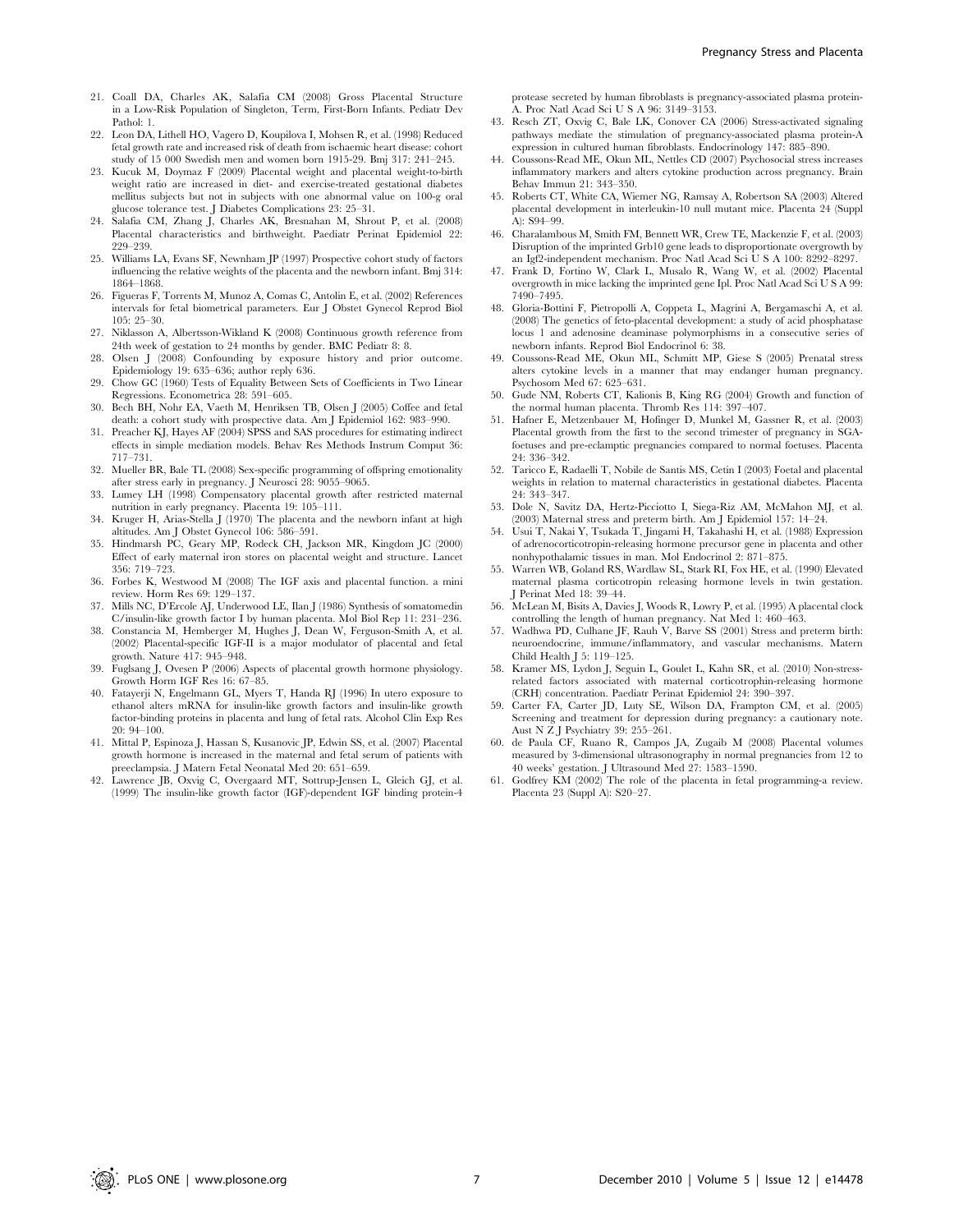21. Coall DA, Charles AK, Salafia CM (2008) Gross Placental Structure in a Low-Risk Population of Singleton, Term, First-Born Infants. Pediatr Dev Pathol: 1.
22. Leon DA, Lithell HO, Vagero D, Koupilova I, Mohsen R, et al. (1998) Reduced fetal growth rate and increased risk of death from ischaemic heart disease: cohort study of 15 000 Swedish men and women born 1915-29. Bmj 317: 241–245.
23. Kucuk M, Doymaz F (2009) Placental weight and placental weight-to-birth weight ratio are increased in diet- and exercise-treated gestational diabetes mellitus subjects but not in subjects with one abnormal value on 100-g oral glucose tolerance test. J Diabetes Complications 23: 25–31.
24. Salafia CM, Zhang J, Charles AK, Bresnahan M, Shrout P, et al. (2008) Placental characteristics and birthweight. Paediatr Perinat Epidemiol 22: 229–239.
25. Williams LA, Evans SF, Newnham JP (1997) Prospective cohort study of factors influencing the relative weights of the placenta and the newborn infant. Bmj 314: 1864–1868.
26. Figueras F, Torrents M, Munoz A, Comas C, Antolin E, et al. (2002) References intervals for fetal biometrical parameters. Eur J Obstet Gynecol Reprod Biol 105: 25–30.
27. Niklasson A, Albertsson-Wikland K (2008) Continuous growth reference from 24th week of gestation to 24 months by gender. BMC Pediatr 8: 8.
28. Olsen J (2008) Confounding by exposure history and prior outcome. Epidemiology 19: 635–636; author reply 636.
29. Chow GC (1960) Tests of Equality Between Sets of Coefficients in Two Linear Regressions. Econometrica 28: 591–605.
30. Bech BH, Nohr EA, Vaeth M, Henriksen TB, Olsen J (2005) Coffee and fetal death: a cohort study with prospective data. Am J Epidemiol 162: 983–990.
31. Preacher KJ, Hayes AF (2004) SPSS and SAS procedures for estimating indirect effects in simple mediation models. Behav Res Methods Instrum Comput 36: 717–731.
32. Mueller BR, Bale TL (2008) Sex-specific programming of offspring emotionality after stress early in pregnancy. J Neurosci 28: 9055–9065.
33. Lumey LH (1998) Compensatory placental growth after restricted maternal nutrition in early pregnancy. Placenta 19: 105–111.
34. Kruger H, Arias-Stella J (1970) The placenta and the newborn infant at high altitudes. Am J Obstet Gynecol 106: 586–591.
35. Hindmarsh PC, Geary MP, Rodeck CH, Jackson MR, Kingdom JC (2000) Effect of early maternal iron stores on placental weight and structure. Lancet 356: 719–723.
36. Forbes K, Westwood M (2008) The IGF axis and placental function. a mini review. Horm Res 69: 129–137.
37. Mills NC, D'Ercole AJ, Underwood LE, Ilan J (1986) Synthesis of somatomedin C/insulin-like growth factor I by human placenta. Mol Biol Rep 11: 231–236.
38. Constancia M, Hemberger M, Hughes J, Dean W, Ferguson-Smith A, et al. (2002) Placental-specific IGF-II is a major modulator of placental and fetal growth. Nature 417: 945–948.
39. Fuglsang J, Ovesen P (2006) Aspects of placental growth hormone physiology. Growth Horm IGF Res 16: 67–85.
40. Fatayerji N, Engelmann GL, Myers T, Handa RJ (1996) In utero exposure to ethanol alters mRNA for insulin-like growth factors and insulin-like growth factor-binding proteins in placenta and lung of fetal rats. Alcohol Clin Exp Res 20: 94–100.
41. Mittal P, Espinoza J, Hassan S, Kusanovic JP, Edwin SS, et al. (2007) Placental growth hormone is increased in the maternal and fetal serum of patients with preeclampsia. J Matern Fetal Neonatal Med 20: 651–659.
42. Lawrence JB, Oxvig C, Overgaard MT, Sottrup-Jensen L, Gleich GJ, et al. (1999) The insulin-like growth factor (IGF)-dependent IGF binding protein-4 protease secreted by human fibroblasts is pregnancy-associated plasma protein-A. Proc Natl Acad Sci U S A 96: 3149–3153.
43. Resch ZT, Oxvig C, Bale LK, Conover CA (2006) Stress-activated signaling pathways mediate the stimulation of pregnancy-associated plasma protein-A expression in cultured human fibroblasts. Endocrinology 147: 885–890.
44. Coussons-Read ME, Okun ML, Nettles CD (2007) Psychosocial stress increases inflammatory markers and alters cytokine production across pregnancy. Brain Behav Immun 21: 343–350.
45. Roberts CT, White CA, Wiemer NG, Ramsay A, Robertson SA (2003) Altered placental development in interleukin-10 null mutant mice. Placenta 24 (Suppl A): S94–99.
46. Charalambous M, Smith FM, Bennett WR, Crew TE, Mackenzie F, et al. (2003) Disruption of the imprinted Grb10 gene leads to disproportionate overgrowth by an Igf2-independent mechanism. Proc Natl Acad Sci U S A 100: 8292–8297.
47. Frank D, Fortino W, Clark L, Musalo R, Wang W, et al. (2002) Placental overgrowth in mice lacking the imprinted gene Ipl. Proc Natl Acad Sci U S A 99: 7490–7495.
48. Gloria-Bottini F, Pietropolli A, Coppeta L, Magrini A, Bergamaschi A, et al. (2008) The genetics of feto-placental development: a study of acid phosphatase locus 1 and adenosine deaminase polymorphisms in a consecutive series of newborn infants. Reprod Biol Endocrinol 6: 38.
49. Coussons-Read ME, Okun ML, Schmitt MP, Giese S (2005) Prenatal stress alters cytokine levels in a manner that may endanger human pregnancy. Psychosom Med 67: 625–631.
50. Gude NM, Roberts CT, Kalionis B, King RG (2004) Growth and function of the normal human placenta. Thromb Res 114: 397–407.
51. Hafner E, Metzenbauer M, Hofinger D, Munkel M, Gassner R, et al. (2003) Placental growth from the first to the second trimester of pregnancy in SGA-foetuses and pre-eclamptic pregnancies compared to normal foetuses. Placenta 24: 336–342.
52. Taricco E, Radaelli T, Nobile de Santis MS, Cetin I (2003) Foetal and placental weights in relation to maternal characteristics in gestational diabetes. Placenta 24: 343–347.
53. Dole N, Savitz DA, Hertz-Picciotto I, Siega-Riz AM, McMahon MJ, et al. (2003) Maternal stress and preterm birth. Am J Epidemiol 157: 14–24.
54. Usui T, Nakai Y, Tsukada T, Jingami H, Takahashi H, et al. (1988) Expression of adrenocorticotropin-releasing hormone precursor gene in placenta and other nonhypothalamic tissues in man. Mol Endocrinol 2: 871–875.
55. Warren WB, Goland RS, Wardlaw SL, Stark RI, Fox HE, et al. (1990) Elevated maternal plasma corticotropin releasing hormone levels in twin gestation. J Perinat Med 18: 39–44.
56. McLean M, Bisits A, Davies J, Woods R, Lowry P, et al. (1995) A placental clock controlling the length of human pregnancy. Nat Med 1: 460–463.
57. Wadhwa PD, Culhane JF, Rauh V, Barve SS (2001) Stress and preterm birth: neuroendocrine, immune/inflammatory, and vascular mechanisms. Matern Child Health J 5: 119–125.
58. Kramer MS, Lydon J, Seguin L, Goulet L, Kahn SR, et al. (2010) Non-stress-related factors associated with maternal corticotrophin-releasing hormone (CRH) concentration. Paediatr Perinat Epidemiol 24: 390–397.
59. Carter FA, Carter JD, Luty SE, Wilson DA, Frampton CM, et al. (2005) Screening and treatment for depression during pregnancy: a cautionary note. Aust N Z J Psychiatry 39: 255–261.
60. de Paula CF, Ruano R, Campos JA, Zugaib M (2008) Placental volumes measured by 3-dimensional ultrasonography in normal pregnancies from 12 to 40 weeks' gestation. J Ultrasound Med 27: 1583–1590.
61. Godfrey KM (2002) The role of the placenta in fetal programming-a review. Placenta 23 (Suppl A): S20–27.